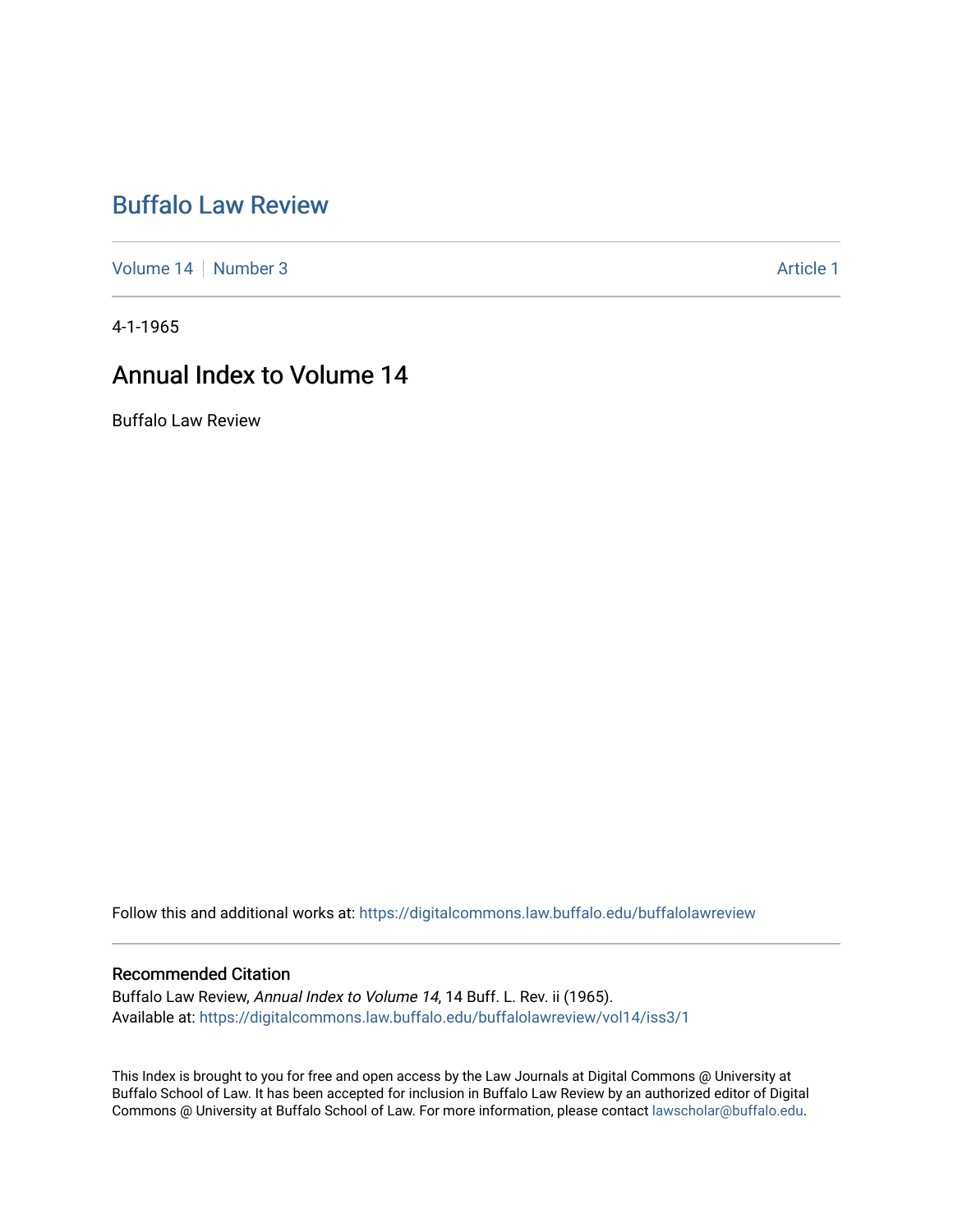# Buffalo Law Review

Volume 14 | Number 3 Article 1

4-1-1965

## Annual Index to Volume 14

Buffalo Law Review

Follow this and additional works at: https://digitalcommons.law.buffalo.edu/buffalolawreview

### Recommended Citation

Buffalo Law Review, *Annual Index to Volume 14*, 14 Buff. L. Rev. ii (1965).
Available at: https://digitalcommons.law.buffalo.edu/buffalolawreview/vol14/iss3/1

This Index is brought to you for free and open access by the Law Journals at Digital Commons @ University at Buffalo School of Law. It has been accepted for inclusion in Buffalo Law Review by an authorized editor of Digital Commons @ University at Buffalo School of Law. For more information, please contact lawscholar@buffalo.edu.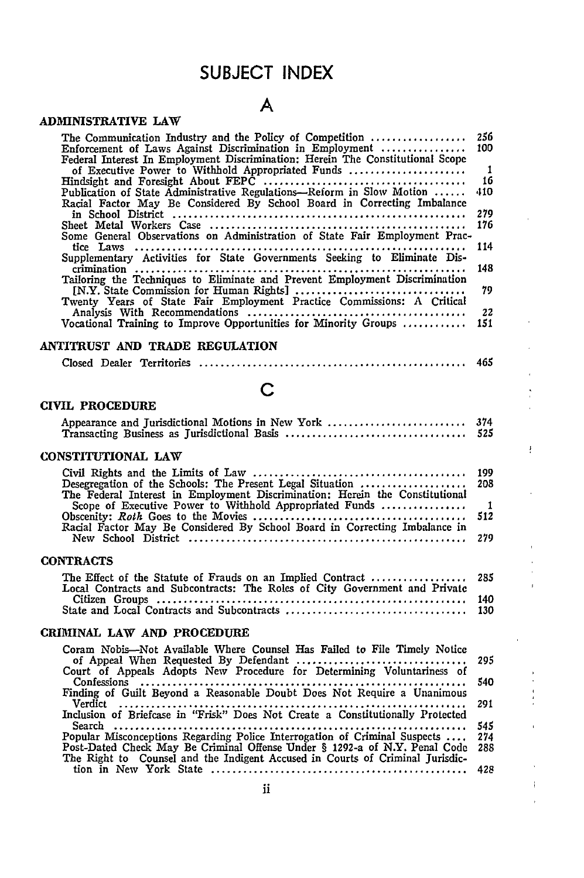# SUBJECT INDEX

## A

### ADMINISTRATIVE LAW

The Communication Industry and the Policy of Competition .................. 256
Enforcement of Laws Against Discrimination in Employment ................ 100
Federal Interest In Employment Discrimination: Herein The Constitutional Scope of Executive Power to Withhold Appropriated Funds ....................... 1
Hindsight and Foresight About FEPC ....................................... 16
Publication of State Administrative Regulations—Reform in Slow Motion ...... 410
Racial Factor May Be Considered By School Board in Correcting Imbalance in School District ........................................................ 279
Sheet Metal Workers Case ................................................ 176
Some General Observations on Administration of State Fair Employment Practice Laws ............................................................... 114
Supplementary Activities for State Governments Seeking to Eliminate Discrimination .............................................................. 148
Tailoring the Techniques to Eliminate and Prevent Employment Discrimination [N.Y. State Commission for Human Rights] ................................ 79
Twenty Years of State Fair Employment Practice Commissions: A Critical Analysis With Recommendations .......................................... 22
Vocational Training to Improve Opportunities for Minority Groups ............ 151

### ANTITRUST AND TRADE REGULATION

Closed Dealer Territories .................................................. 465

## C

### CIVIL PROCEDURE

Appearance and Jurisdictional Motions in New York .......................... 374
Transacting Business as Jurisdictional Basis ................................. 525

### CONSTITUTIONAL LAW

Civil Rights and the Limits of Law ......................................... 199
Desegregation of the Schools: The Present Legal Situation .................... 208
The Federal Interest in Employment Discrimination: Herein the Constitutional Scope of Executive Power to Withhold Appropriated Funds ................. 1
Obscenity: *Roth* Goes to the Movies ........................................ 512
Racial Factor May Be Considered By School Board in Correcting Imbalance in New School District ..................................................... 279

### CONTRACTS

The Effect of the Statute of Frauds on an Implied Contract .................. 285
Local Contracts and Subcontracts: The Roles of City Government and Private Citizen Groups ........................................................... 140
State and Local Contracts and Subcontracts .................................. 130

### CRIMINAL LAW AND PROCEDURE

Coram Nobis—Not Available Where Counsel Has Failed to File Timely Notice of Appeal When Requested By Defendant ................................. 295
Court of Appeals Adopts New Procedure for Determining Voluntariness of Confessions .............................................................. 540
Finding of Guilt Beyond a Reasonable Doubt Does Not Require a Unanimous Verdict .................................................................. 291
Inclusion of Briefcase in "Frisk" Does Not Create a Constitutionally Protected Search ................................................................... 545
Popular Misconceptions Regarding Police Interrogation of Criminal Suspects .... 274
Post-Dated Check May Be Criminal Offense Under § 1292-a of N.Y. Penal Code 288
The Right to Counsel and the Indigent Accused in Courts of Criminal Jurisdiction in New York State ................................................. 428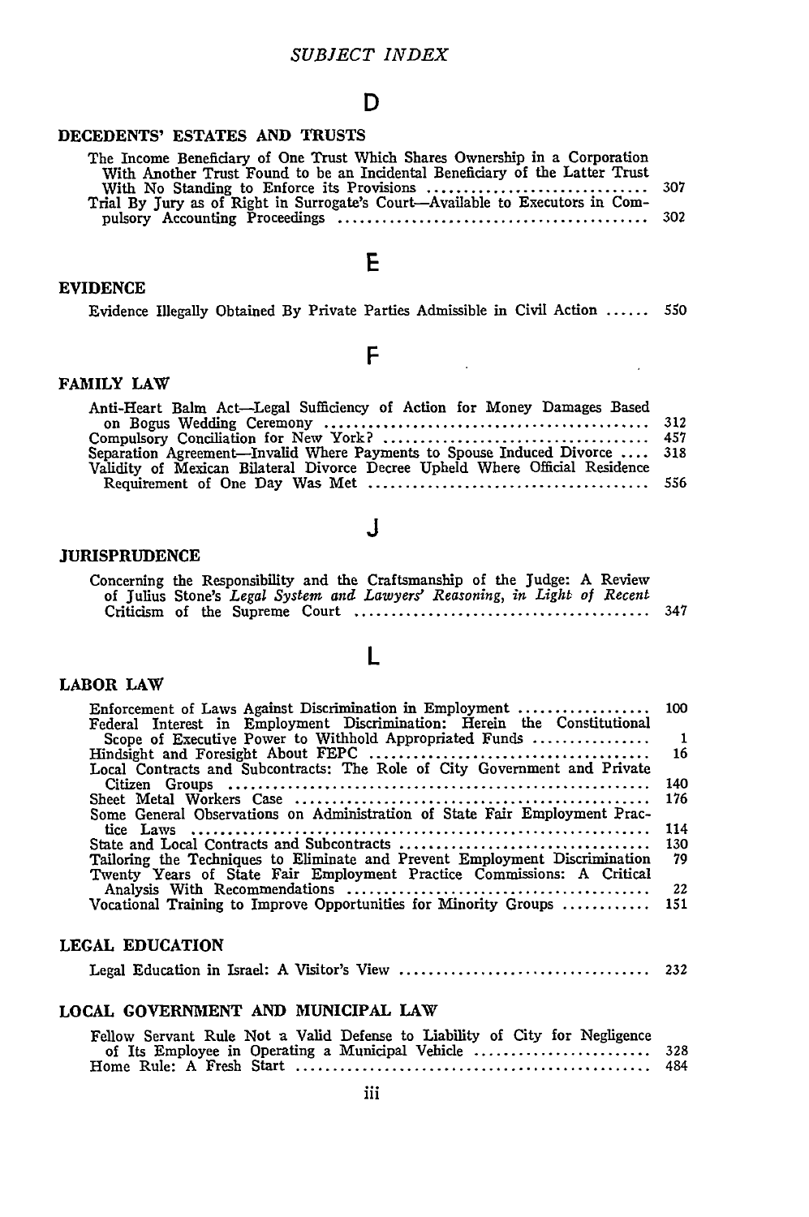# SUBJECT INDEX

## D

### DECEDENTS' ESTATES AND TRUSTS

The Income Beneficiary of One Trust Which Shares Ownership in a Corporation With Another Trust Found to be an Incidental Beneficiary of the Latter Trust With No Standing to Enforce its Provisions .............................. 307
Trial By Jury as of Right in Surrogate's Court—Available to Executors in Compulsory Accounting Proceedings .......................................... 302

## E

### EVIDENCE

Evidence Illegally Obtained By Private Parties Admissible in Civil Action ...... 550

## F

### FAMILY LAW

Anti-Heart Balm Act—Legal Sufficiency of Action for Money Damages Based on Bogus Wedding Ceremony ............................................. 312
Compulsory Conciliation for New York? .................................... 457
Separation Agreement—Invalid Where Payments to Spouse Induced Divorce .... 318
Validity of Mexican Bilateral Divorce Decree Upheld Where Official Residence Requirement of One Day Was Met ...................................... 556

## J

### JURISPRUDENCE

Concerning the Responsibility and the Craftsmanship of the Judge: A Review of Julius Stone's *Legal System and Lawyers' Reasoning, in Light of Recent* Criticism of the Supreme Court ......................................... 347

## L

### LABOR LAW

Enforcement of Laws Against Discrimination in Employment .................. 100
Federal Interest in Employment Discrimination: Herein the Constitutional Scope of Executive Power to Withhold Appropriated Funds ................ 1
Hindsight and Foresight About FEPC ...................................... 16
Local Contracts and Subcontracts: The Role of City Government and Private Citizen Groups .......................................................... 140
Sheet Metal Workers Case ................................................. 176
Some General Observations on Administration of State Fair Employment Practice Laws .............................................................. 114
State and Local Contracts and Subcontracts ................................. 130
Tailoring the Techniques to Eliminate and Prevent Employment Discrimination 79
Twenty Years of State Fair Employment Practice Commissions: A Critical Analysis With Recommendations ......................................... 22
Vocational Training to Improve Opportunities for Minority Groups ........... 151

### LEGAL EDUCATION

Legal Education in Israel: A Visitor's View .................................. 232

### LOCAL GOVERNMENT AND MUNICIPAL LAW

Fellow Servant Rule Not a Valid Defense to Liability of City for Negligence of Its Employee in Operating a Municipal Vehicle ........................ 328
Home Rule: A Fresh Start ................................................. 484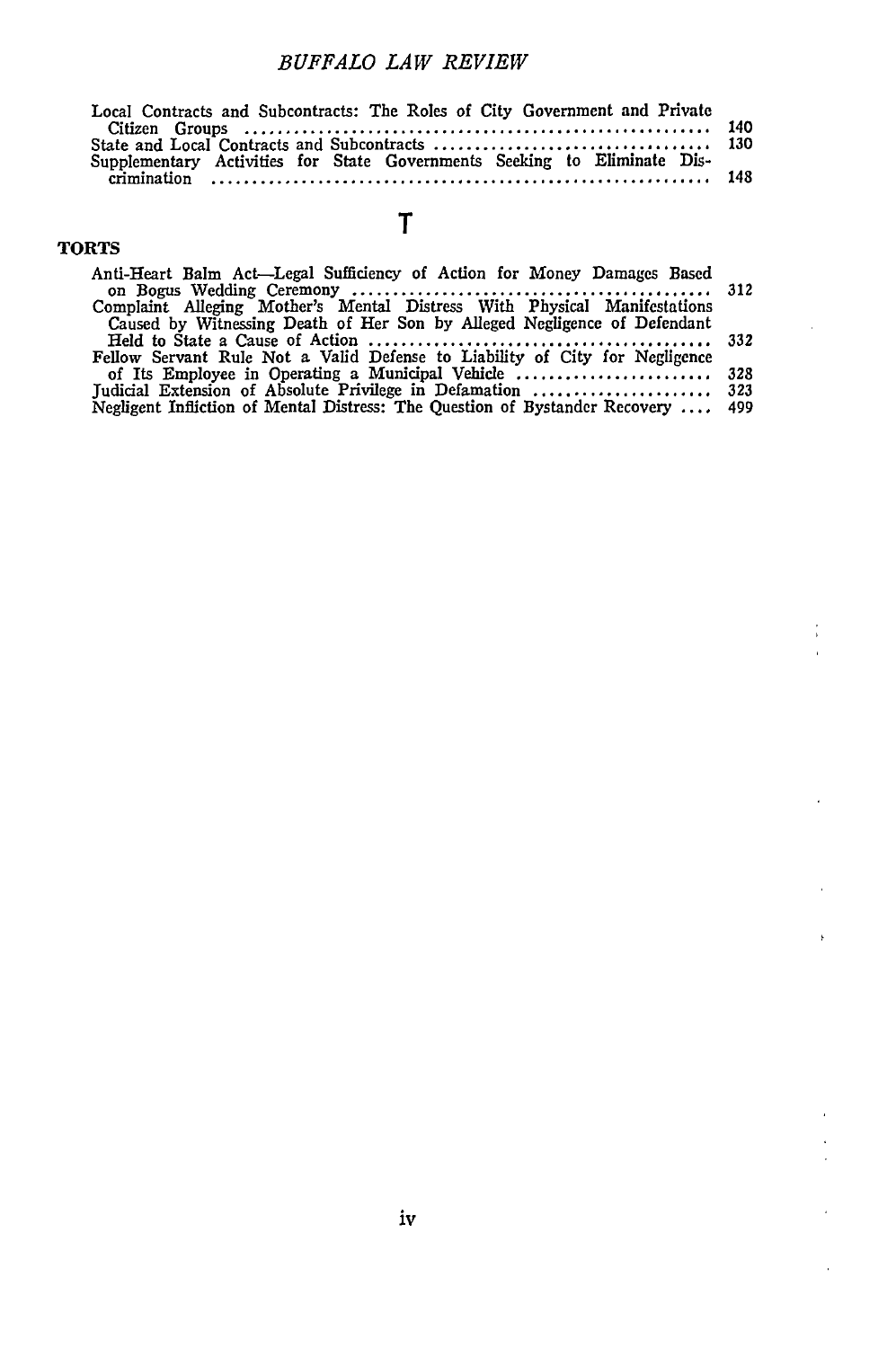Local Contracts and Subcontracts: The Roles of City Government and Private Citizen Groups ........ 140
State and Local Contracts and Subcontracts ........ 130
Supplementary Activities for State Governments Seeking to Eliminate Discrimination ........ 148

# T

### TORTS

Anti-Heart Balm Act—Legal Sufficiency of Action for Money Damages Based on Bogus Wedding Ceremony ........ 312
Complaint Alleging Mother's Mental Distress With Physical Manifestations Caused by Witnessing Death of Her Son by Alleged Negligence of Defendant Held to State a Cause of Action ........ 332
Fellow Servant Rule Not a Valid Defense to Liability of City for Negligence of Its Employee in Operating a Municipal Vehicle ........ 328
Judicial Extension of Absolute Privilege in Defamation ........ 323
Negligent Infliction of Mental Distress: The Question of Bystander Recovery ........ 499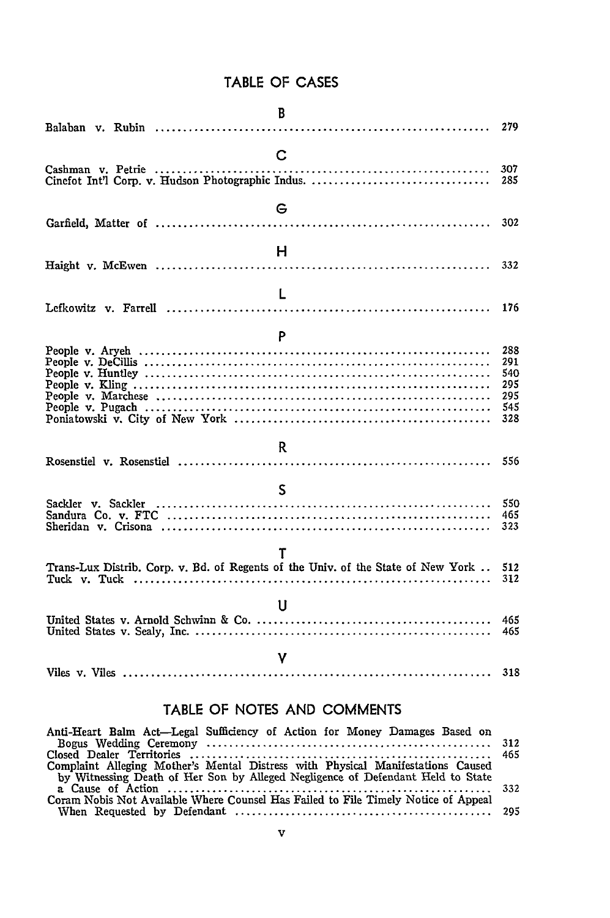# TABLE OF CASES

### B

Balaban v. Rubin .................... 279

### C

Cashman v. Petrie .................... 307
Cinefot Int'l Corp. v. Hudson Photographic Indus. .................... 285

### G

Garfield, Matter of .................... 302

### H

Haight v. McEwen .................... 332

### L

Lefkowitz v. Farrell .................... 176

### P

People v. Aryeh .................... 288
People v. DeCillis .................... 291
People v. Huntley .................... 540
People v. Kling .................... 295
People v. Marchese .................... 295
People v. Pugach .................... 545
Poniatowski v. City of New York .................... 328

### R

Rosenstiel v. Rosenstiel .................... 556

### S

Sackler v. Sackler .................... 550
Sandura Co. v. FTC .................... 465
Sheridan v. Crisona .................... 323

### T

Trans-Lux Distrib. Corp. v. Bd. of Regents of the Univ. of the State of New York .. 512
Tuck v. Tuck .................... 312

### U

United States v. Arnold Schwinn & Co. .................... 465
United States v. Sealy, Inc. .................... 465

### V

Viles v. Viles .................... 318

# TABLE OF NOTES AND COMMENTS

Anti-Heart Balm Act—Legal Sufficiency of Action for Money Damages Based on Bogus Wedding Ceremony .................... 312
Closed Dealer Territories .................... 465
Complaint Alleging Mother's Mental Distress with Physical Manifestations Caused by Witnessing Death of Her Son by Alleged Negligence of Defendant Held to State a Cause of Action .................... 332
Coram Nobis Not Available Where Counsel Has Failed to File Timely Notice of Appeal When Requested by Defendant .................... 295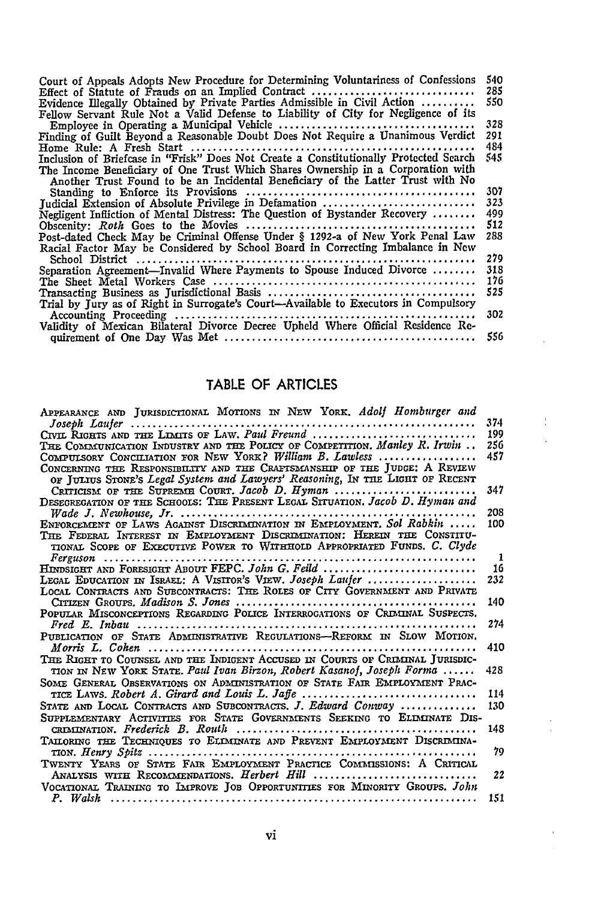Court of Appeals Adopts New Procedure for Determining Voluntariness of Confessions 540
Effect of Statute of Frauds on an Implied Contract ..... 285
Evidence Illegally Obtained by Private Parties Admissible in Civil Action ..... 550
Fellow Servant Rule Not a Valid Defense to Liability of City for Negligence of its Employee in Operating a Municipal Vehicle ..... 328
Finding of Guilt Beyond a Reasonable Doubt Does Not Require a Unanimous Verdict 291
Home Rule: A Fresh Start ..... 484
Inclusion of Briefcase in "Frisk" Does Not Create a Constitutionally Protected Search 545
The Income Beneficiary of One Trust Which Shares Ownership in a Corporation with Another Trust Found to be an Incidental Beneficiary of the Latter Trust with No Standing to Enforce its Provisions ..... 307
Judicial Extension of Absolute Privilege in Defamation ..... 323
Negligent Infliction of Mental Distress: The Question of Bystander Recovery ..... 499
Obscenity: *Roth* Goes to the Movies ..... 512
Post-dated Check May be Criminal Offense Under § 1292-a of New York Penal Law 288
Racial Factor May be Considered by School Board in Correcting Imbalance in New School District ..... 279
Separation Agreement—Invalid Where Payments to Spouse Induced Divorce ..... 318
The Sheet Metal Workers Case ..... 176
Transacting Business as Jurisdictional Basis ..... 525
Trial by Jury as of Right in Surrogate's Court—Available to Executors in Compulsory Accounting Proceeding ..... 302
Validity of Mexican Bilateral Divorce Decree Upheld Where Official Residence Requirement of One Day Was Met ..... 556

## TABLE OF ARTICLES

APPEARANCE AND JURISDICTIONAL MOTIONS IN NEW YORK. *Adolf Homburger and Joseph Laufer* ..... 374
CIVIL RIGHTS AND THE LIMITS OF LAW. *Paul Freund* ..... 199
THE COMMUNICATION INDUSTRY AND THE POLICY OF COMPETITION. *Manley R. Irwin* .. 256
COMPULSORY CONCILIATION FOR NEW YORK? *William B. Lawless* ..... 457
CONCERNING THE RESPONSIBILITY AND THE CRAFTSMANSHIP OF THE JUDGE: A REVIEW OF JULIUS STONE'S *Legal System and Lawyers' Reasoning*, IN THE LIGHT OF RECENT CRITICISM OF THE SUPREME COURT. *Jacob D. Hyman* ..... 347
DESEGREGATION OF THE SCHOOLS: THE PRESENT LEGAL SITUATION. *Jacob D. Hyman and Wade J. Newhouse, Jr.* ..... 208
ENFORCEMENT OF LAWS AGAINST DISCRIMINATION IN EMPLOYMENT. *Sol Rabkin* ..... 100
THE FEDERAL INTEREST IN EMPLOYMENT DISCRIMINATION: HEREIN THE CONSTITUTIONAL SCOPE OF EXECUTIVE POWER TO WITHHOLD APPROPRIATED FUNDS. *C. Clyde Ferguson* ..... 1
HINDSIGHT AND FORESIGHT ABOUT FEPC. *John G. Feild* ..... 16
LEGAL EDUCATION IN ISRAEL: A VISITOR'S VIEW. *Joseph Laufer* ..... 232
LOCAL CONTRACTS AND SUBCONTRACTS: THE ROLES OF CITY GOVERNMENT AND PRIVATE CITIZEN GROUPS. *Madison S. Jones* ..... 140
POPULAR MISCONCEPTIONS REGARDING POLICE INTERROGATIONS OF CRIMINAL SUSPECTS. *Fred E. Inbau* ..... 274
PUBLICATION OF STATE ADMINISTRATIVE REGULATIONS—REFORM IN SLOW MOTION. *Morris L. Cohen* ..... 410
THE RIGHT TO COUNSEL AND THE INDIGENT ACCUSED IN COURTS OF CRIMINAL JURISDICTION IN NEW YORK STATE. *Paul Ivan Birzon, Robert Kasanof, Joseph Forma* ..... 428
SOME GENERAL OBSERVATIONS ON ADMINISTRATION OF STATE FAIR EMPLOYMENT PRACTICE LAWS. *Robert A. Girard and Louis L. Jaffe* ..... 114
STATE AND LOCAL CONTRACTS AND SUBCONTRACTS. *J. Edward Conway* ..... 130
SUPPLEMENTARY ACTIVITIES FOR STATE GOVERNMENTS SEEKING TO ELIMINATE DISCRIMINATION. *Frederick B. Routh* ..... 148
TAILORING THE TECHNIQUES TO ELIMINATE AND PREVENT EMPLOYMENT DISCRIMINATION. *Henry Spitz* ..... 79
TWENTY YEARS OF STATE FAIR EMPLOYMENT PRACTICE COMMISSIONS: A CRITICAL ANALYSIS WITH RECOMMENDATIONS. *Herbert Hill* ..... 22
VOCATIONAL TRAINING TO IMPROVE JOB OPPORTUNITIES FOR MINORITY GROUPS. *John P. Walsh* ..... 151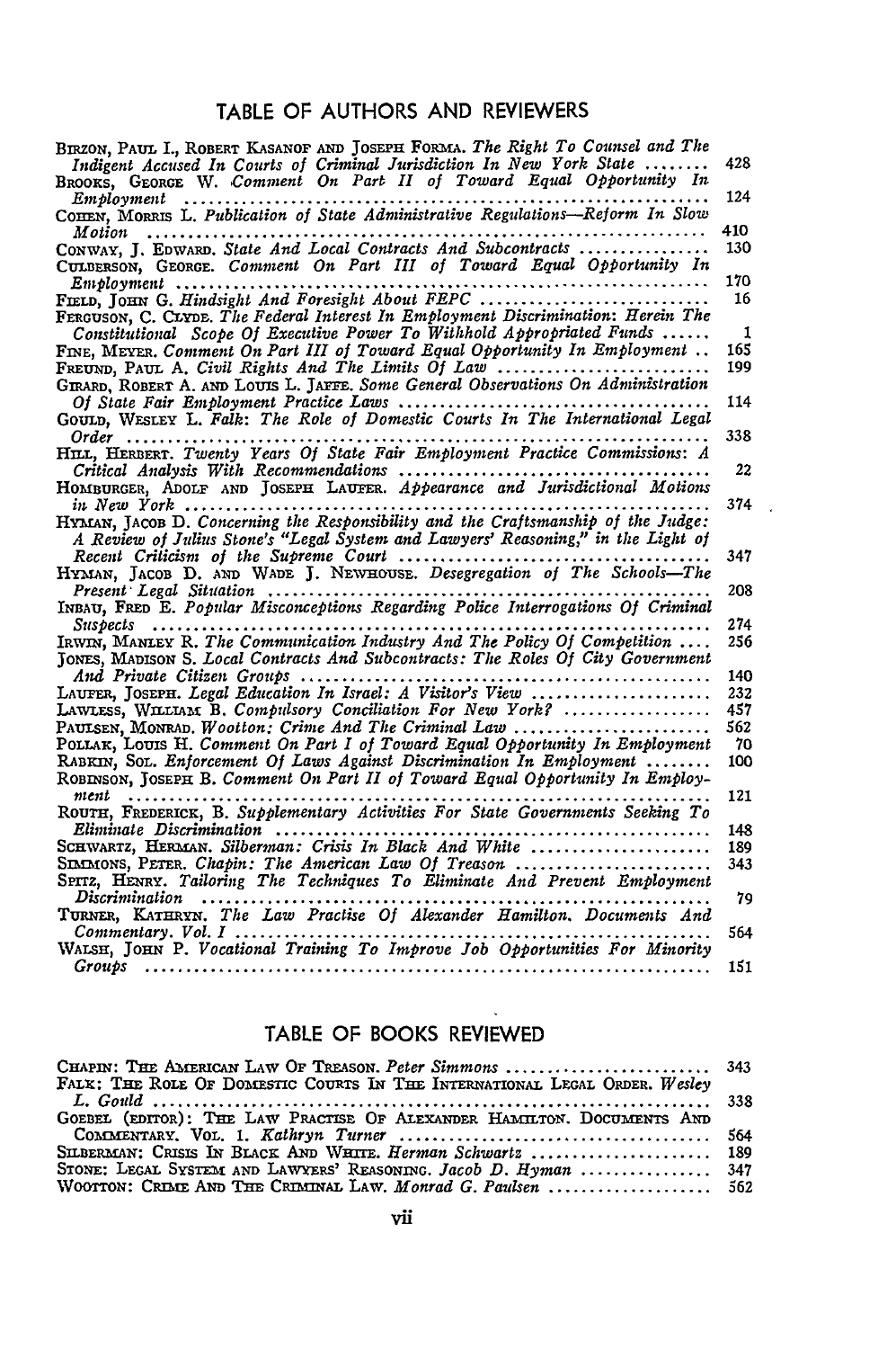## TABLE OF AUTHORS AND REVIEWERS

BIRZON, PAUL I., ROBERT KASANOF AND JOSEPH FORMA. *The Right To Counsel and The Indigent Accused In Courts of Criminal Jurisdiction In New York State* ........ 428

BROOKS, GEORGE W. *Comment On Part II of Toward Equal Opportunity In Employment* ........ 124

COHEN, MORRIS L. *Publication of State Administrative Regulations—Reform In Slow Motion* ........ 410

CONWAY, J. EDWARD. *State And Local Contracts And Subcontracts* ........ 130

CULBERSON, GEORGE. *Comment On Part III of Toward Equal Opportunity In Employment* ........ 170

FIELD, JOHN G. *Hindsight And Foresight About FEPC* ........ 16

FERGUSON, C. CLYDE. *The Federal Interest In Employment Discrimination: Herein The Constitutional Scope Of Executive Power To Withhold Appropriated Funds* ........ 1

FINE, MEYER. *Comment On Part III of Toward Equal Opportunity In Employment* .. 165

FREUND, PAUL A. *Civil Rights And The Limits Of Law* ........ 199

GIRARD, ROBERT A. AND LOUIS L. JAFFE. *Some General Observations On Administration Of State Fair Employment Practice Laws* ........ 114

GOULD, WESLEY L. *Falk: The Role of Domestic Courts In The International Legal Order* ........ 338

HILL, HERBERT. *Twenty Years Of State Fair Employment Practice Commissions: A Critical Analysis With Recommendations* ........ 22

HOMBURGER, ADOLF AND JOSEPH LAUFER. *Appearance and Jurisdictional Motions in New York* ........ 374

HYMAN, JACOB D. *Concerning the Responsibility and the Craftsmanship of the Judge: A Review of Julius Stone's "Legal System and Lawyers' Reasoning," in the Light of Recent Criticism of the Supreme Court* ........ 347

HYMAN, JACOB D. AND WADE J. NEWHOUSE. *Desegregation of The Schools—The Present Legal Situation* ........ 208

INBAU, FRED E. *Popular Misconceptions Regarding Police Interrogations Of Criminal Suspects* ........ 274

IRWIN, MANLEY R. *The Communication Industry And The Policy Of Competition* .... 256

JONES, MADISON S. *Local Contracts And Subcontracts: The Roles Of City Government And Private Citizen Groups* ........ 140

LAUFER, JOSEPH. *Legal Education In Israel: A Visitor's View* ........ 232

LAWLESS, WILLIAM B. *Compulsory Conciliation For New York?* ........ 457

PAULSEN, MONRAD. *Wootton: Crime And The Criminal Law* ........ 562

POLLAK, LOUIS H. *Comment On Part I of Toward Equal Opportunity In Employment* 70

RABKIN, SOL. *Enforcement Of Laws Against Discrimination In Employment* ........ 100

ROBINSON, JOSEPH B. *Comment On Part II of Toward Equal Opportunity In Employment* ........ 121

ROUTH, FREDERICK, B. *Supplementary Activities For State Governments Seeking To Eliminate Discrimination* ........ 148

SCHWARTZ, HERMAN. *Silberman: Crisis In Black And White* ........ 189

SIMMONS, PETER. *Chapin: The American Law Of Treason* ........ 343

SPITZ, HENRY. *Tailoring The Techniques To Eliminate And Prevent Employment Discrimination* ........ 79

TURNER, KATHRYN. *The Law Practise Of Alexander Hamilton. Documents And Commentary. Vol. I* ........ 564

WALSH, JOHN P. *Vocational Training To Improve Job Opportunities For Minority Groups* ........ 151

## TABLE OF BOOKS REVIEWED

CHAPIN: THE AMERICAN LAW OF TREASON. *Peter Simmons* ........ 343

FALK: THE ROLE OF DOMESTIC COURTS IN THE INTERNATIONAL LEGAL ORDER. *Wesley L. Gould* ........ 338

GOEBEL (EDITOR): THE LAW PRACTISE OF ALEXANDER HAMILTON. DOCUMENTS AND COMMENTARY. VOL. I. *Kathryn Turner* ........ 564

SILBERMAN: CRISIS IN BLACK AND WHITE. *Herman Schwartz* ........ 189

STONE: LEGAL SYSTEM AND LAWYERS' REASONING. *Jacob D. Hyman* ........ 347

WOOTTON: CRIME AND THE CRIMINAL LAW. *Monrad G. Paulsen* ........ 562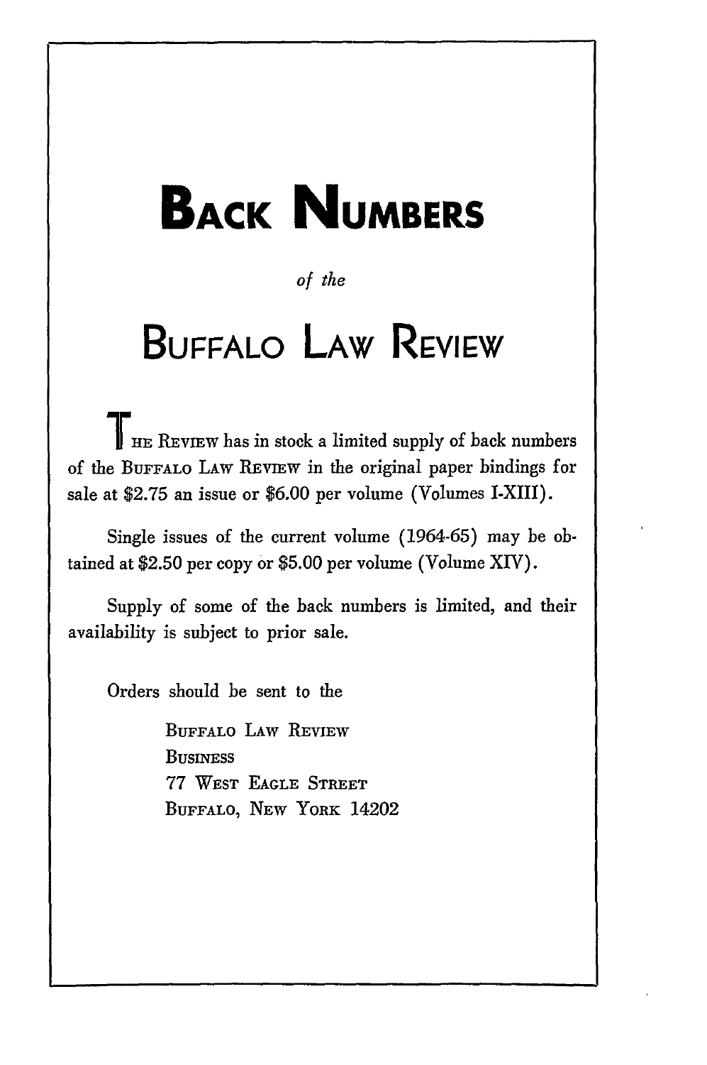# BACK NUMBERS

*of the*

# BUFFALO LAW REVIEW

THE REVIEW has in stock a limited supply of back numbers of the BUFFALO LAW REVIEW in the original paper bindings for sale at $2.75 an issue or $6.00 per volume (Volumes I-XIII).

Single issues of the current volume (1964-65) may be obtained at $2.50 per copy or $5.00 per volume (Volume XIV).

Supply of some of the back numbers is limited, and their availability is subject to prior sale.

Orders should be sent to the

BUFFALO LAW REVIEW
BUSINESS
77 WEST EAGLE STREET
BUFFALO, NEW YORK 14202